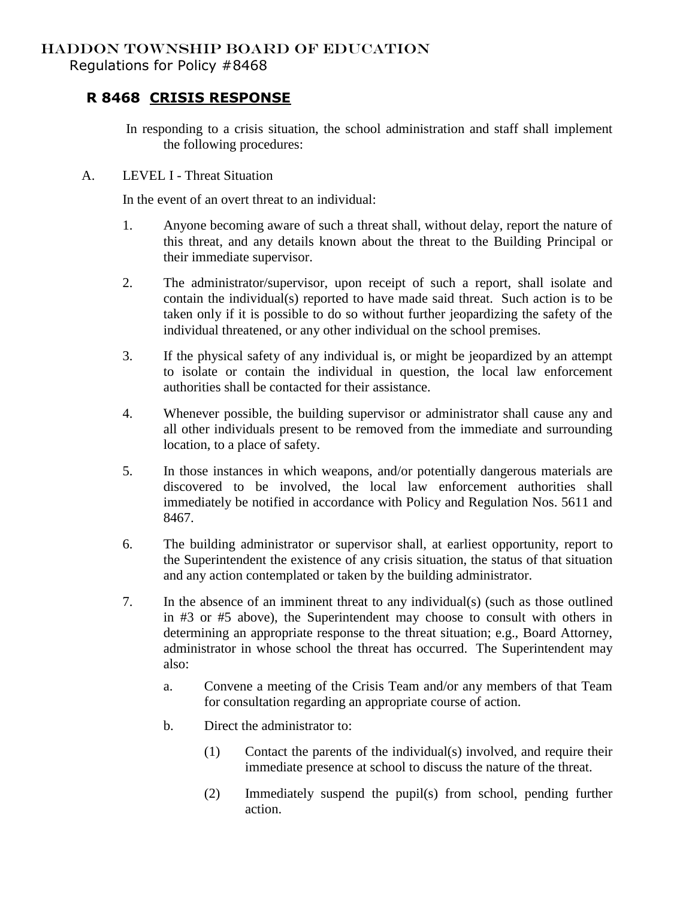# HADDON TOWNSHIP BOARD OF EDUCATION

Regulations for Policy #8468

## R 8468 CRISIS RESPONSE

In responding to a crisis situation, the school administration and staff shall implement the following procedures:

A. LEVEL I - Threat Situation

In the event of an overt threat to an individual:

1. Anyone becoming aware of such a threat shall, without delay, report the nature of this threat, and any details known about the threat to the Building Principal or their immediate supervisor.

2. The administrator/supervisor, upon receipt of such a report, shall isolate and contain the individual(s) reported to have made said threat. Such action is to be taken only if it is possible to do so without further jeopardizing the safety of the individual threatened, or any other individual on the school premises.

3. If the physical safety of any individual is, or might be jeopardized by an attempt to isolate or contain the individual in question, the local law enforcement authorities shall be contacted for their assistance.

4. Whenever possible, the building supervisor or administrator shall cause any and all other individuals present to be removed from the immediate and surrounding location, to a place of safety.

5. In those instances in which weapons, and/or potentially dangerous materials are discovered to be involved, the local law enforcement authorities shall immediately be notified in accordance with Policy and Regulation Nos. 5611 and 8467.

6. The building administrator or supervisor shall, at earliest opportunity, report to the Superintendent the existence of any crisis situation, the status of that situation and any action contemplated or taken by the building administrator.

7. In the absence of an imminent threat to any individual(s) (such as those outlined in #3 or #5 above), the Superintendent may choose to consult with others in determining an appropriate response to the threat situation; e.g., Board Attorney, administrator in whose school the threat has occurred. The Superintendent may also:

   a. Convene a meeting of the Crisis Team and/or any members of that Team for consultation regarding an appropriate course of action.

   b. Direct the administrator to:

      (1) Contact the parents of the individual(s) involved, and require their immediate presence at school to discuss the nature of the threat.

      (2) Immediately suspend the pupil(s) from school, pending further action.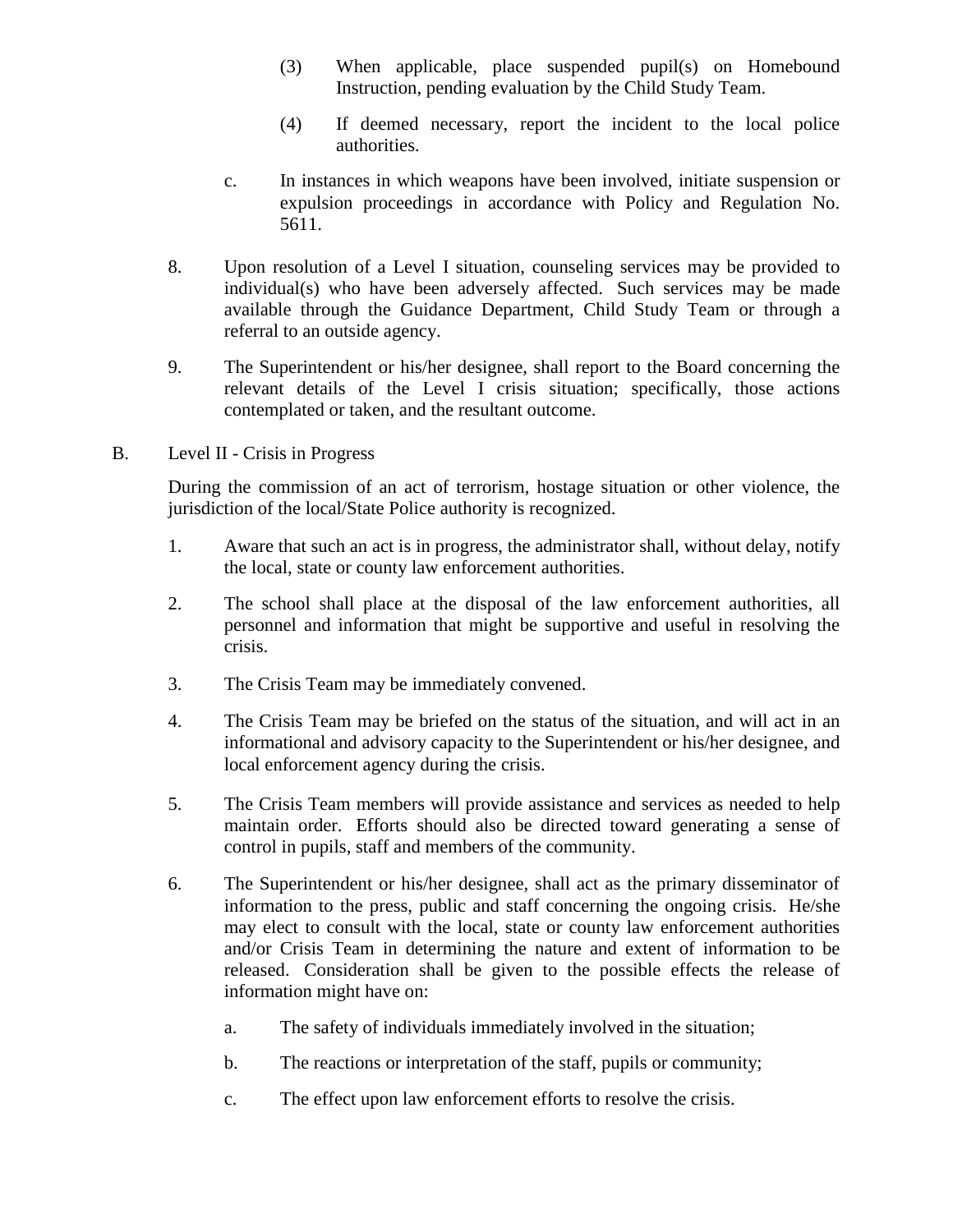(3) When applicable, place suspended pupil(s) on Homebound Instruction, pending evaluation by the Child Study Team.

(4) If deemed necessary, report the incident to the local police authorities.

c. In instances in which weapons have been involved, initiate suspension or expulsion proceedings in accordance with Policy and Regulation No. 5611.

8. Upon resolution of a Level I situation, counseling services may be provided to individual(s) who have been adversely affected. Such services may be made available through the Guidance Department, Child Study Team or through a referral to an outside agency.

9. The Superintendent or his/her designee, shall report to the Board concerning the relevant details of the Level I crisis situation; specifically, those actions contemplated or taken, and the resultant outcome.

B. Level II - Crisis in Progress

During the commission of an act of terrorism, hostage situation or other violence, the jurisdiction of the local/State Police authority is recognized.

1. Aware that such an act is in progress, the administrator shall, without delay, notify the local, state or county law enforcement authorities.

2. The school shall place at the disposal of the law enforcement authorities, all personnel and information that might be supportive and useful in resolving the crisis.

3. The Crisis Team may be immediately convened.

4. The Crisis Team may be briefed on the status of the situation, and will act in an informational and advisory capacity to the Superintendent or his/her designee, and local enforcement agency during the crisis.

5. The Crisis Team members will provide assistance and services as needed to help maintain order. Efforts should also be directed toward generating a sense of control in pupils, staff and members of the community.

6. The Superintendent or his/her designee, shall act as the primary disseminator of information to the press, public and staff concerning the ongoing crisis. He/she may elect to consult with the local, state or county law enforcement authorities and/or Crisis Team in determining the nature and extent of information to be released. Consideration shall be given to the possible effects the release of information might have on:

   a. The safety of individuals immediately involved in the situation;

   b. The reactions or interpretation of the staff, pupils or community;

   c. The effect upon law enforcement efforts to resolve the crisis.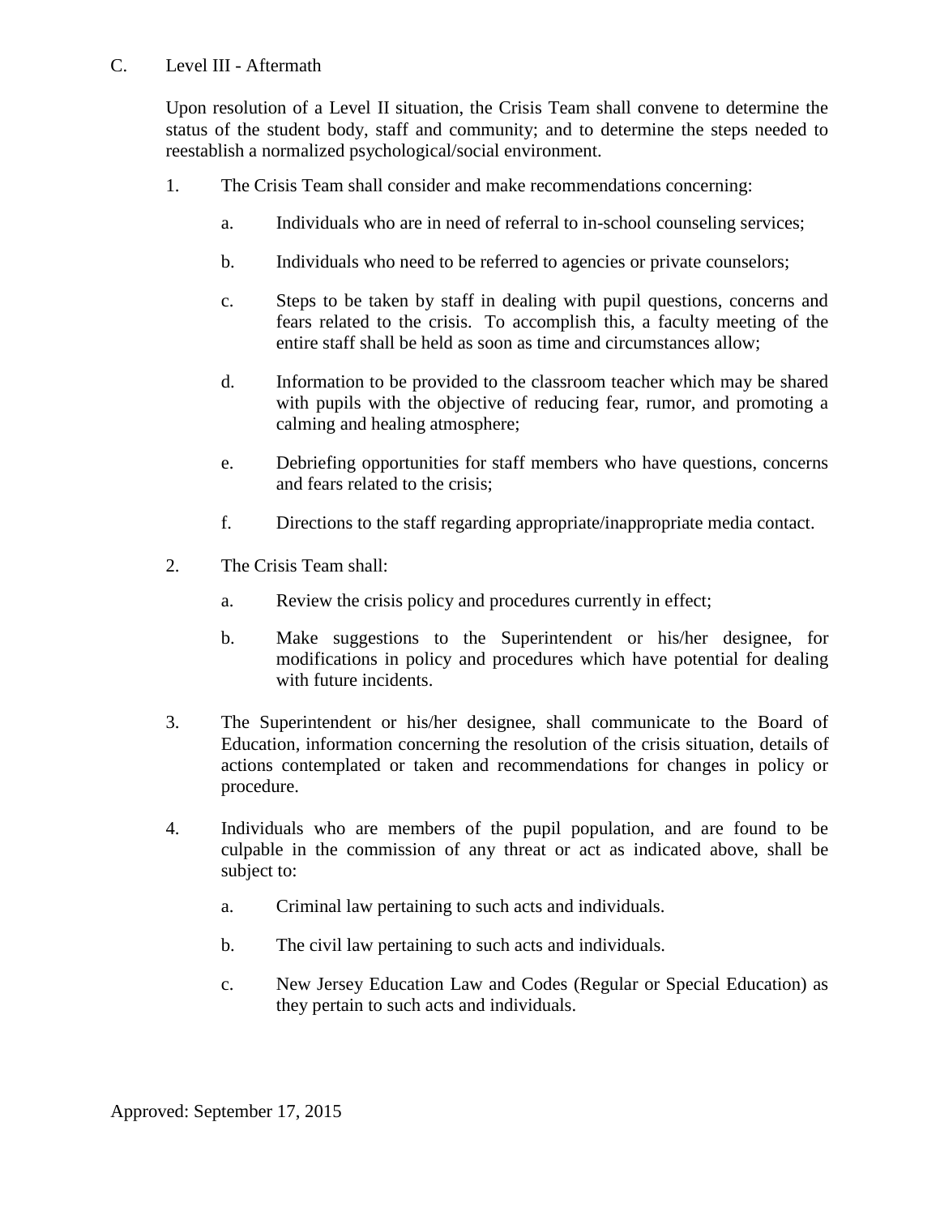C. Level III - Aftermath

Upon resolution of a Level II situation, the Crisis Team shall convene to determine the status of the student body, staff and community; and to determine the steps needed to reestablish a normalized psychological/social environment.

1. The Crisis Team shall consider and make recommendations concerning:

   a. Individuals who are in need of referral to in-school counseling services;

   b. Individuals who need to be referred to agencies or private counselors;

   c. Steps to be taken by staff in dealing with pupil questions, concerns and fears related to the crisis. To accomplish this, a faculty meeting of the entire staff shall be held as soon as time and circumstances allow;

   d. Information to be provided to the classroom teacher which may be shared with pupils with the objective of reducing fear, rumor, and promoting a calming and healing atmosphere;

   e. Debriefing opportunities for staff members who have questions, concerns and fears related to the crisis;

   f. Directions to the staff regarding appropriate/inappropriate media contact.

2. The Crisis Team shall:

   a. Review the crisis policy and procedures currently in effect;

   b. Make suggestions to the Superintendent or his/her designee, for modifications in policy and procedures which have potential for dealing with future incidents.

3. The Superintendent or his/her designee, shall communicate to the Board of Education, information concerning the resolution of the crisis situation, details of actions contemplated or taken and recommendations for changes in policy or procedure.

4. Individuals who are members of the pupil population, and are found to be culpable in the commission of any threat or act as indicated above, shall be subject to:

   a. Criminal law pertaining to such acts and individuals.

   b. The civil law pertaining to such acts and individuals.

   c. New Jersey Education Law and Codes (Regular or Special Education) as they pertain to such acts and individuals.

Approved: September 17, 2015